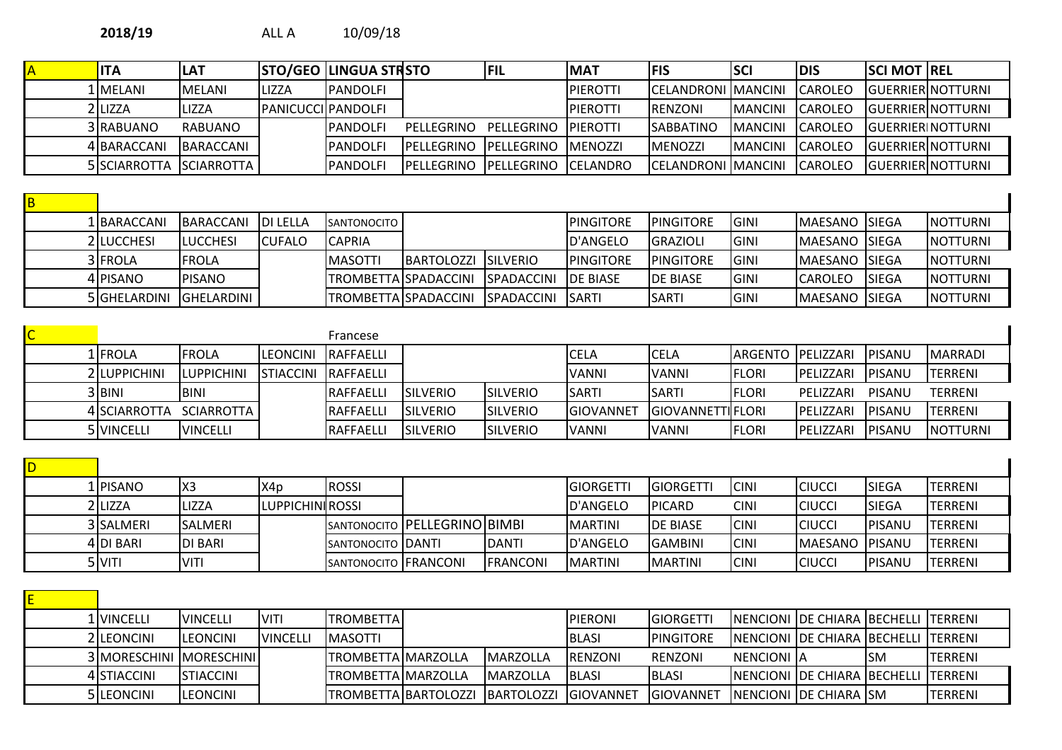**2018/19** ALL A 10/09/18

| A | ITA | LAT | STO/GEO | LINGUA STR | STO | FIL | MAT | FIS | SCI | DIS | SCI MOT | REL |
|---|---|---|---|---|---|---|---|---|---|---|---|---|
| 1 | MELANI | MELANI | LIZZA | PANDOLFI | | | PIEROTTI | CELANDRONI | MANCINI | CAROLEO | GUERRIERI | NOTTURNI |
| 2 | LIZZA | LIZZA | PANICUCCI | PANDOLFI | | | PIEROTTI | RENZONI | MANCINI | CAROLEO | GUERRIERI | NOTTURNI |
| 3 | RABUANO | RABUANO | | PANDOLFI | PELLEGRINO | PELLEGRINO | PIEROTTI | SABBATINO | MANCINI | CAROLEO | GUERRIERI | NOTTURNI |
| 4 | BARACCANI | BARACCANI | | PANDOLFI | PELLEGRINO | PELLEGRINO | MENOZZI | MENOZZI | MANCINI | CAROLEO | GUERRIERI | NOTTURNI |
| 5 | SCIARROTTA | SCIARROTTA | | PANDOLFI | PELLEGRINO | PELLEGRINO | CELANDRO | CELANDRONI | MANCINI | CAROLEO | GUERRIERI | NOTTURNI |

| B | | | | | | | | | | | | |
|---|---|---|---|---|---|---|---|---|---|---|---|---|
| 1 | BARACCANI | BARACCANI | DI LELLA | SANTONOCITO | | | PINGITORE | PINGITORE | GINI | MAESANO | SIEGA | NOTTURNI |
| 2 | LUCCHESI | LUCCHESI | CUFALO | CAPRIA | | | D'ANGELO | GRAZIOLI | GINI | MAESANO | SIEGA | NOTTURNI |
| 3 | FROLA | FROLA | | MASOTTI | BARTOLOZZI | SILVERIO | PINGITORE | PINGITORE | GINI | MAESANO | SIEGA | NOTTURNI |
| 4 | PISANO | PISANO | | TROMBETTA | SPADACCINI | SPADACCINI | DE BIASE | DE BIASE | GINI | CAROLEO | SIEGA | NOTTURNI |
| 5 | GHELARDINI | GHELARDINI | | TROMBETTA | SPADACCINI | SPADACCINI | SARTI | SARTI | GINI | MAESANO | SIEGA | NOTTURNI |

| C | | | | Francese | | | | | | | | |
|---|---|---|---|---|---|---|---|---|---|---|---|---|
| 1 | FROLA | FROLA | LEONCINI | RAFFAELLI | | | CELA | CELA | ARGENTO | PELIZZARI | PISANU | MARRADI |
| 2 | LUPPICHINI | LUPPICHINI | STIACCINI | RAFFAELLI | | | VANNI | VANNI | FLORI | PELIZZARI | PISANU | TERRENI |
| 3 | BINI | BINI | | RAFFAELLI | SILVERIO | SILVERIO | SARTI | SARTI | FLORI | PELIZZARI | PISANU | TERRENI |
| 4 | SCIARROTTA | SCIARROTTA | | RAFFAELLI | SILVERIO | SILVERIO | GIOVANNET | GIOVANNETTI | FLORI | PELIZZARI | PISANU | TERRENI |
| 5 | VINCELLI | VINCELLI | | RAFFAELLI | SILVERIO | SILVERIO | VANNI | VANNI | FLORI | PELIZZARI | PISANU | NOTTURNI |

| D | | | | | | | | | | | | |
|---|---|---|---|---|---|---|---|---|---|---|---|---|
| 1 | PISANO | X3 | X4p | ROSSI | | | GIORGETTI | GIORGETTI | CINI | CIUCCI | SIEGA | TERRENI |
| 2 | LIZZA | LIZZA | LUPPICHINI | ROSSI | | | D'ANGELO | PICARD | CINI | CIUCCI | SIEGA | TERRENI |
| 3 | SALMERI | SALMERI | | SANTONOCITO | PELLEGRINO | BIMBI | MARTINI | DE BIASE | CINI | CIUCCI | PISANU | TERRENI |
| 4 | DI BARI | DI BARI | | SANTONOCITO | DANTI | DANTI | D'ANGELO | GAMBINI | CINI | MAESANO | PISANU | TERRENI |
| 5 | VITI | VITI | | SANTONOCITO | FRANCONI | FRANCONI | MARTINI | MARTINI | CINI | CIUCCI | PISANU | TERRENI |

| E | | | | | | | | | | | | |
|---|---|---|---|---|---|---|---|---|---|---|---|---|
| 1 | VINCELLI | VINCELLI | VITI | TROMBETTA | | | PIERONI | GIORGETTI | NENCIONI | DE CHIARA | BECHELLI | TERRENI |
| 2 | LEONCINI | LEONCINI | VINCELLI | MASOTTI | | | BLASI | PINGITORE | NENCIONI | DE CHIARA | BECHELLI | TERRENI |
| 3 | MORESCHINI | MORESCHINI | | TROMBETTA | MARZOLLA | MARZOLLA | RENZONI | RENZONI | NENCIONI | A | SM | TERRENI |
| 4 | STIACCINI | STIACCINI | | TROMBETTA | MARZOLLA | MARZOLLA | BLASI | BLASI | NENCIONI | DE CHIARA | BECHELLI | TERRENI |
| 5 | LEONCINI | LEONCINI | | TROMBETTA | BARTOLOZZI | BARTOLOZZI | GIOVANNET | GIOVANNET | NENCIONI | DE CHIARA | SM | TERRENI |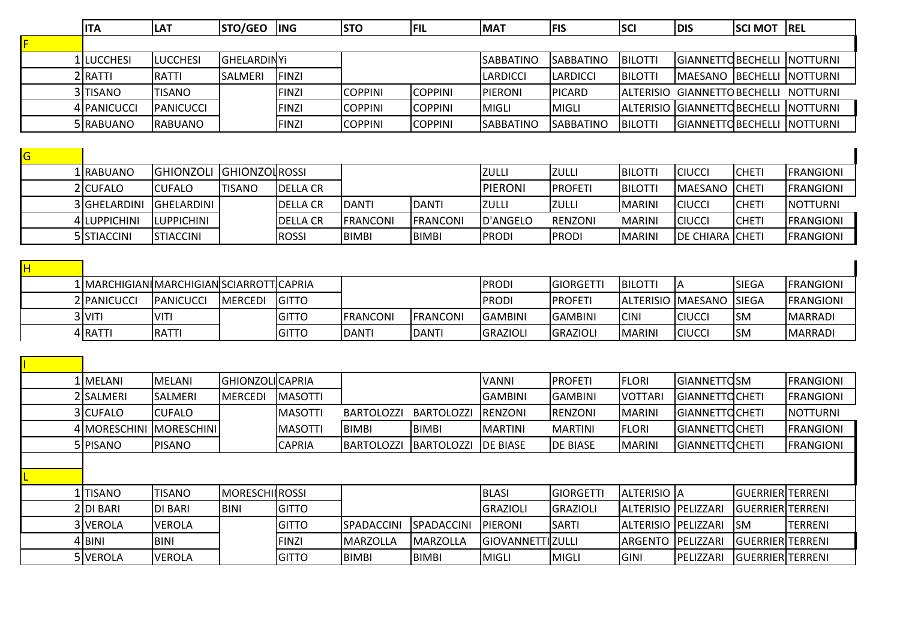| | | ITA | LAT | STO/GEO | ING | STO | FIL | MAT | FIS | SCI | DIS | SCI MOT | REL |
|---|---|---|---|---|---|---|---|---|---|---|---|---|---|
| F | | | | | | | | | | | | | |
| | 1 | LUCCHESI | LUCCHESI | GHELARDIN | Yi | | | SABBATINO | SABBATINO | BILOTTI | GIANNETTO | BECHELLI | NOTTURNI |
| | 2 | RATTI | RATTI | SALMERI | FINZI | | | LARDICCI | LARDICCI | BILOTTI | MAESANO | BECHELLI | NOTTURNI |
| | 3 | TISANO | TISANO | | FINZI | COPPINI | COPPINI | PIERONI | PICARD | ALTERISIO | GIANNETTO | BECHELLI | NOTTURNI |
| | 4 | PANICUCCI | PANICUCCI | | FINZI | COPPINI | COPPINI | MIGLI | MIGLI | ALTERISIO | GIANNETTO | BECHELLI | NOTTURNI |
| | 5 | RABUANO | RABUANO | | FINZI | COPPINI | COPPINI | SABBATINO | SABBATINO | BILOTTI | GIANNETTO | BECHELLI | NOTTURNI |
| G | | | | | | | | | | | | | |
| | 1 | RABUANO | GHIONZOLI | GHIONZOL | ROSSI | | | ZULLI | ZULLI | BILOTTI | CIUCCI | CHETI | FRANGIONI |
| | 2 | CUFALO | CUFALO | TISANO | DELLA CR | | | PIERONI | PROFETI | BILOTTI | MAESANO | CHETI | FRANGIONI |
| | 3 | GHELARDINI | GHELARDINI | | DELLA CR | DANTI | DANTI | ZULLI | ZULLI | MARINI | CIUCCI | CHETI | NOTTURNI |
| | 4 | LUPPICHINI | LUPPICHINI | | DELLA CR | FRANCONI | FRANCONI | D'ANGELO | RENZONI | MARINI | CIUCCI | CHETI | FRANGIONI |
| | 5 | STIACCINI | STIACCINI | | ROSSI | BIMBI | BIMBI | PRODI | PRODI | MARINI | DE CHIARA | CHETI | FRANGIONI |
| H | | | | | | | | | | | | | |
| | 1 | MARCHIGIANI | MARCHIGIAN | SCIARROTT | CAPRIA | | | PRODI | GIORGETTI | BILOTTI | A | SIEGA | FRANGIONI |
| | 2 | PANICUCCI | PANICUCCI | MERCEDI | GITTO | | | PRODI | PROFETI | ALTERISIO | MAESANO | SIEGA | FRANGIONI |
| | 3 | VITI | VITI | | GITTO | FRANCONI | FRANCONI | GAMBINI | GAMBINI | CINI | CIUCCI | SM | MARRADI |
| | 4 | RATTI | RATTI | | GITTO | DANTI | DANTI | GRAZIOLI | GRAZIOLI | MARINI | CIUCCI | SM | MARRADI |
| I | | | | | | | | | | | | | |
| | 1 | MELANI | MELANI | GHIONZOLI | CAPRIA | | | VANNI | PROFETI | FLORI | GIANNETTO | SM | FRANGIONI |
| | 2 | SALMERI | SALMERI | MERCEDI | MASOTTI | | | GAMBINI | GAMBINI | VOTTARI | GIANNETTO | CHETI | FRANGIONI |
| | 3 | CUFALO | CUFALO | | MASOTTI | BARTOLOZZI | BARTOLOZZI | RENZONI | RENZONI | MARINI | GIANNETTO | CHETI | NOTTURNI |
| | 4 | MORESCHINI | MORESCHINI | | MASOTTI | BIMBI | BIMBI | MARTINI | MARTINI | FLORI | GIANNETTO | CHETI | FRANGIONI |
| | 5 | PISANO | PISANO | | CAPRIA | BARTOLOZZI | BARTOLOZZI | DE BIASE | DE BIASE | MARINI | GIANNETTO | CHETI | FRANGIONI |
| L | | | | | | | | | | | | | |
| | 1 | TISANO | TISANO | MORESCHI | ROSSI | | | BLASI | GIORGETTI | ALTERISIO | A | GUERRIER | TERRENI |
| | 2 | DI BARI | DI BARI | BINI | GITTO | | | GRAZIOLI | GRAZIOLI | ALTERISIO | PELIZZARI | GUERRIER | TERRENI |
| | 3 | VEROLA | VEROLA | | GITTO | SPADACCINI | SPADACCINI | PIERONI | SARTI | ALTERISIO | PELIZZARI | SM | TERRENI |
| | 4 | BINI | BINI | | FINZI | MARZOLLA | MARZOLLA | GIOVANNETTI | ZULLI | ARGENTO | PELIZZARI | GUERRIER | TERRENI |
| | 5 | VEROLA | VEROLA | | GITTO | BIMBI | BIMBI | MIGLI | MIGLI | GINI | PELIZZARI | GUERRIER | TERRENI |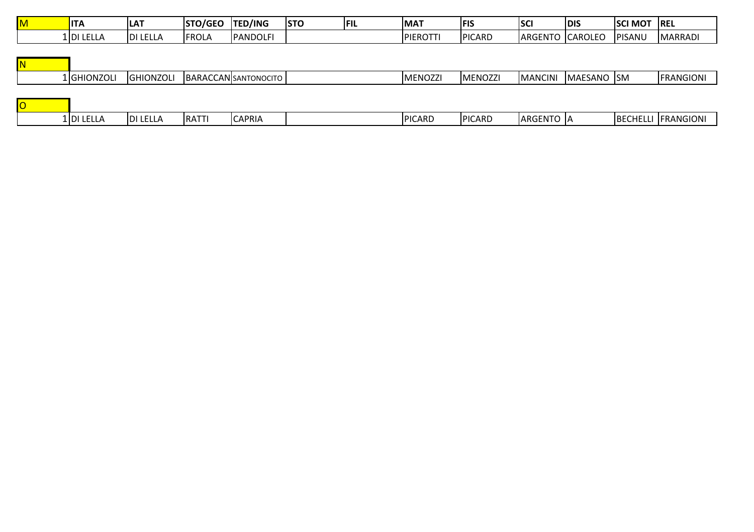| M | ITA | LAT | STO/GEO | TED/ING | STO | FIL | MAT | FIS | SCI | DIS | SCI MOT | REL |
|---|---|---|---|---|---|---|---|---|---|---|---|---|
| 1 | DI LELLA | DI LELLA | FROLA | PANDOLFI | | | PIEROTTI | PICARD | ARGENTO | CAROLEO | PISANU | MARRADI |

| N | | | | | | | | | | | | |
|---|---|---|---|---|---|---|---|---|---|---|---|---|
| 1 | GHIONZOLI | GHIONZOLI | BARACCAN | SANTONOCITO | | | MENOZZI | MENOZZI | MANCINI | MAESANO | SM | FRANGIONI |

| O | | | | | | | | | | | | |
|---|---|---|---|---|---|---|---|---|---|---|---|---|
| 1 | DI LELLA | DI LELLA | RATTI | CAPRIA | | | PICARD | PICARD | ARGENTO | A | BECHELLI | FRANGIONI |